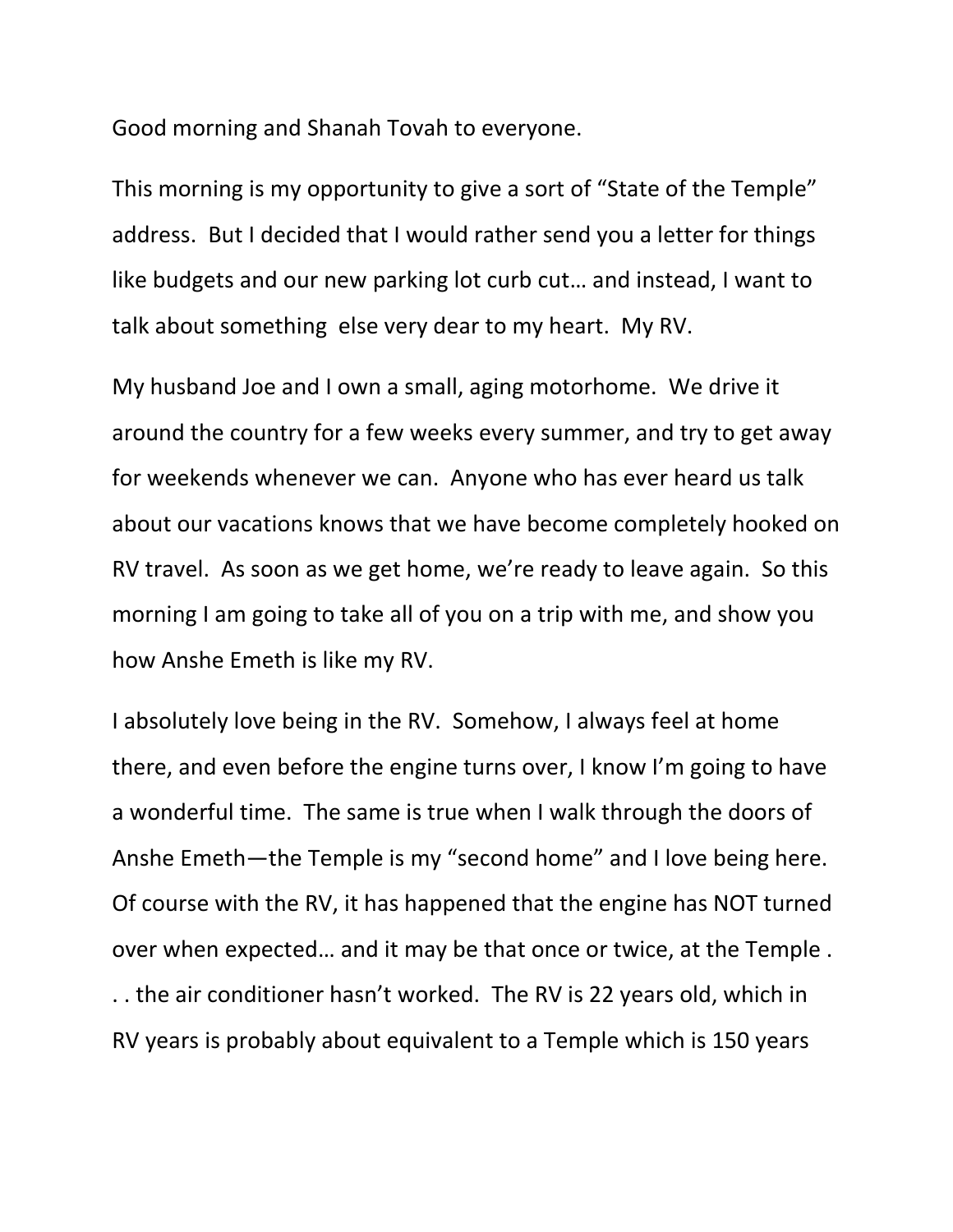Good morning and Shanah Tovah to everyone.

This morning is my opportunity to give a sort of "State of the Temple" address. But I decided that I would rather send you a letter for things like budgets and our new parking lot curb cut… and instead, I want to talk about something else very dear to my heart. My RV.

My husband Joe and I own a small, aging motorhome. We drive it around the country for a few weeks every summer, and try to get away for weekends whenever we can. Anyone who has ever heard us talk about our vacations knows that we have become completely hooked on RV travel. As soon as we get home, we're ready to leave again. So this morning I am going to take all of you on a trip with me, and show you how Anshe Emeth is like my RV.

I absolutely love being in the RV. Somehow, I always feel at home there, and even before the engine turns over, I know I'm going to have a wonderful time. The same is true when I walk through the doors of Anshe Emeth—the Temple is my "second home" and I love being here. Of course with the RV, it has happened that the engine has NOT turned over when expected… and it may be that once or twice, at the Temple . . . the air conditioner hasn't worked. The RV is 22 years old, which in RV years is probably about equivalent to a Temple which is 150 years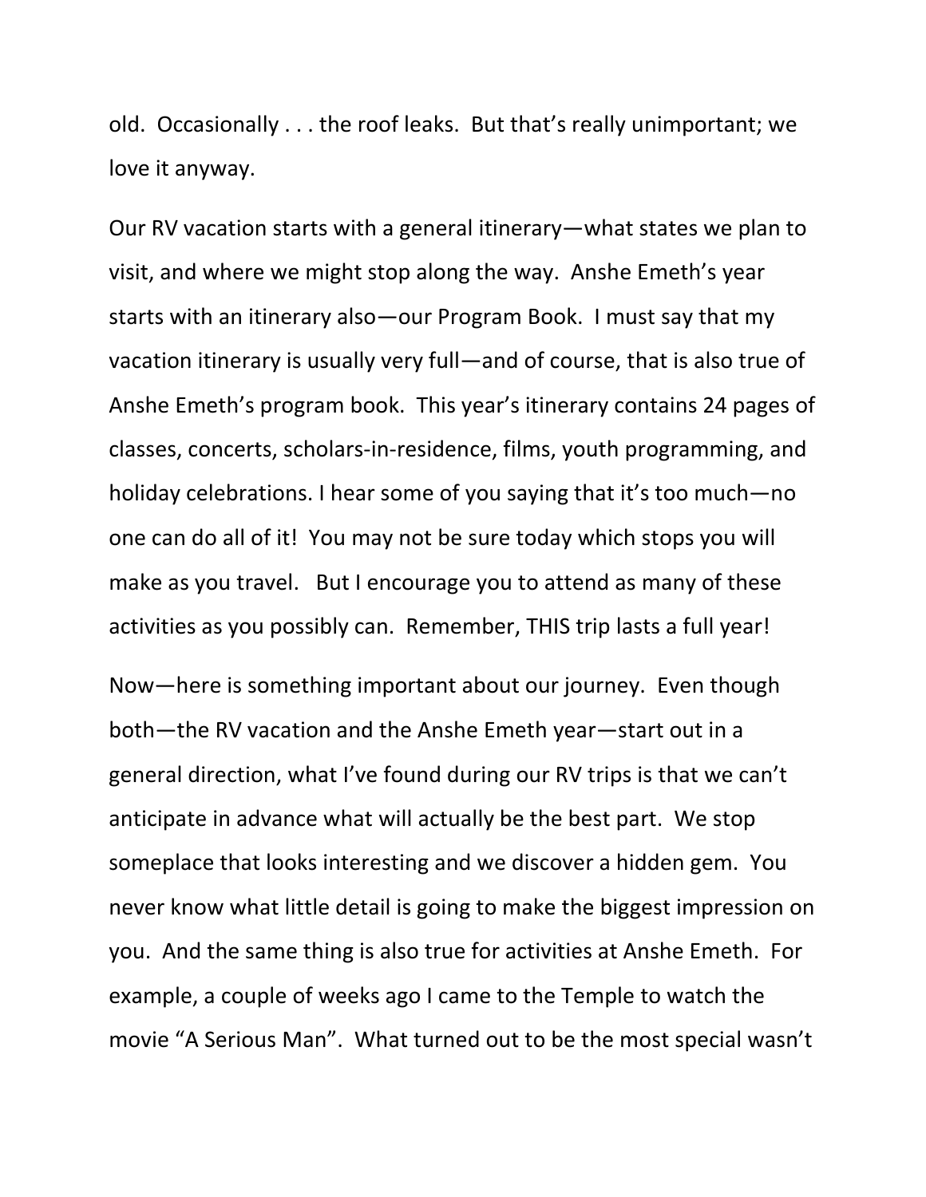old. Occasionally . . . the roof leaks. But that's really unimportant; we love it anyway.

Our RV vacation starts with a general itinerary—what states we plan to visit, and where we might stop along the way. Anshe Emeth's year starts with an itinerary also—our Program Book. I must say that my vacation itinerary is usually very full—and of course, that is also true of Anshe Emeth's program book. This year's itinerary contains 24 pages of classes, concerts, scholars-in-residence, films, youth programming, and holiday celebrations. I hear some of you saying that it's too much—no one can do all of it! You may not be sure today which stops you will make as you travel. But I encourage you to attend as many of these activities as you possibly can. Remember, THIS trip lasts a full year!

Now—here is something important about our journey. Even though both—the RV vacation and the Anshe Emeth year—start out in a general direction, what I've found during our RV trips is that we can't anticipate in advance what will actually be the best part. We stop someplace that looks interesting and we discover a hidden gem. You never know what little detail is going to make the biggest impression on you. And the same thing is also true for activities at Anshe Emeth. For example, a couple of weeks ago I came to the Temple to watch the movie "A Serious Man". What turned out to be the most special wasn't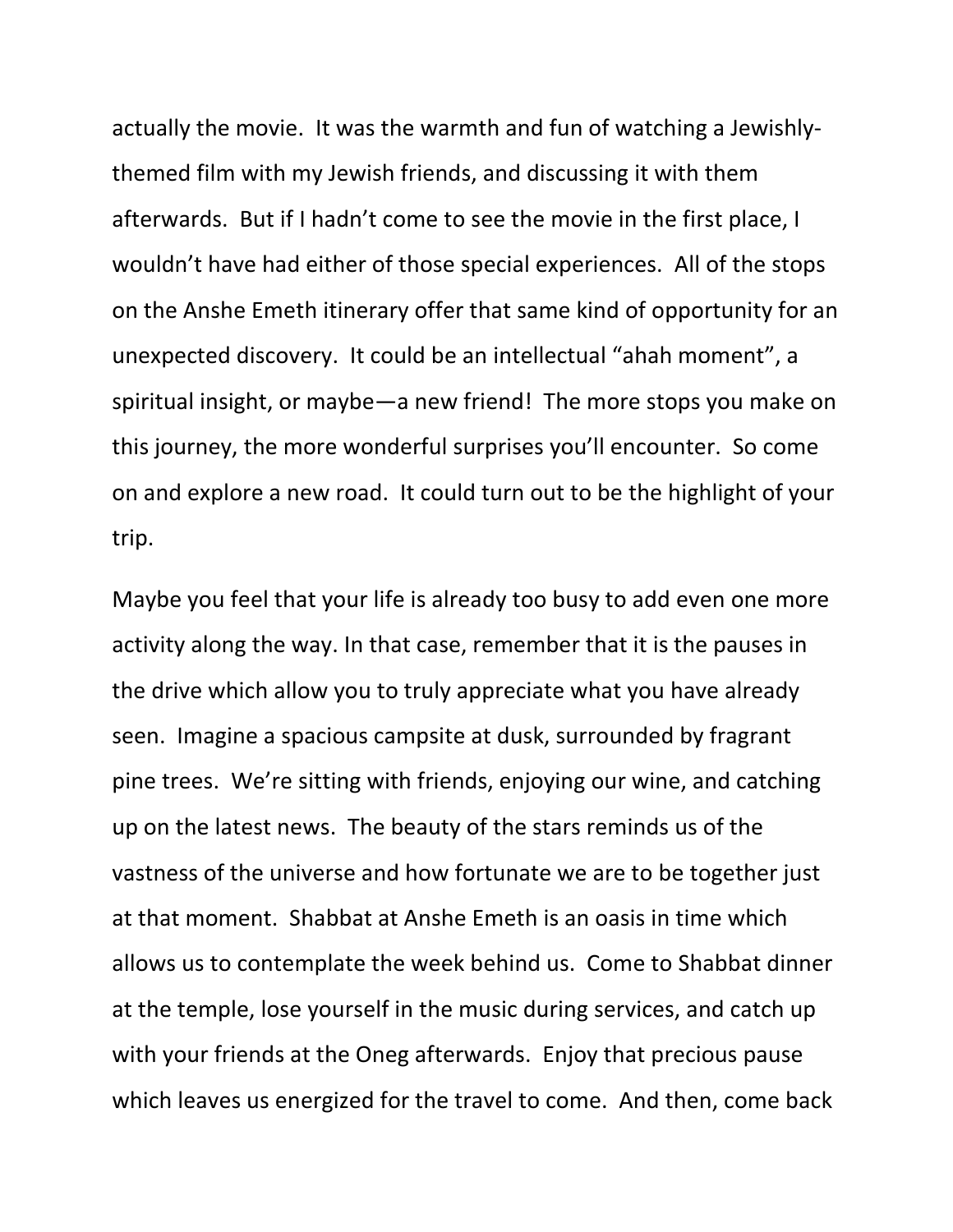actually the movie. It was the warmth and fun of watching a Jewishly-themed film with my Jewish friends, and discussing it with them afterwards. But if I hadn't come to see the movie in the first place, I wouldn't have had either of those special experiences. All of the stops on the Anshe Emeth itinerary offer that same kind of opportunity for an unexpected discovery. It could be an intellectual "ahah moment", a spiritual insight, or maybe—a new friend! The more stops you make on this journey, the more wonderful surprises you'll encounter. So come on and explore a new road. It could turn out to be the highlight of your trip.

Maybe you feel that your life is already too busy to add even one more activity along the way. In that case, remember that it is the pauses in the drive which allow you to truly appreciate what you have already seen. Imagine a spacious campsite at dusk, surrounded by fragrant pine trees. We're sitting with friends, enjoying our wine, and catching up on the latest news. The beauty of the stars reminds us of the vastness of the universe and how fortunate we are to be together just at that moment. Shabbat at Anshe Emeth is an oasis in time which allows us to contemplate the week behind us. Come to Shabbat dinner at the temple, lose yourself in the music during services, and catch up with your friends at the Oneg afterwards. Enjoy that precious pause which leaves us energized for the travel to come. And then, come back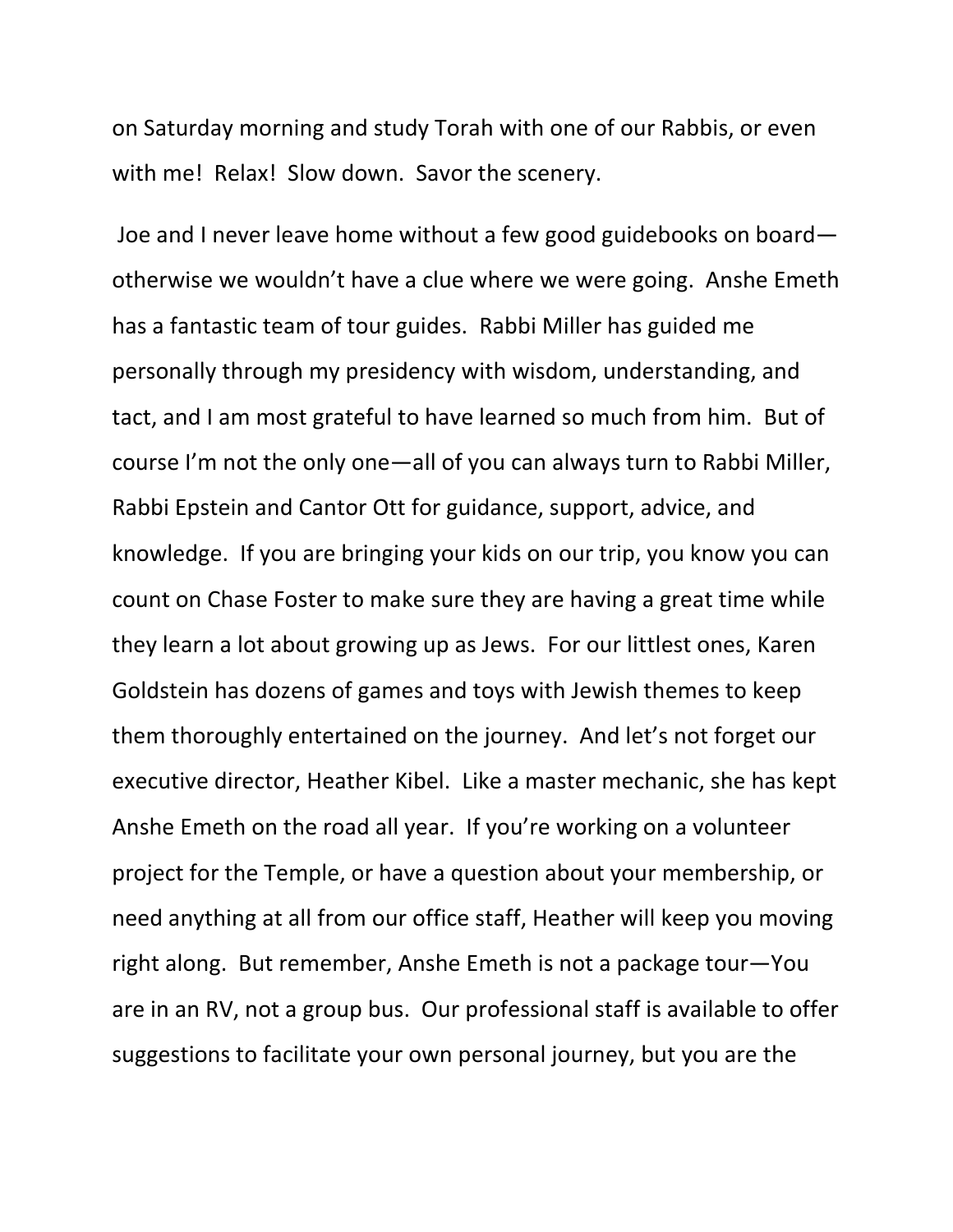on Saturday morning and study Torah with one of our Rabbis, or even with me! Relax! Slow down. Savor the scenery.

Joe and I never leave home without a few good guidebooks on board—otherwise we wouldn't have a clue where we were going. Anshe Emeth has a fantastic team of tour guides. Rabbi Miller has guided me personally through my presidency with wisdom, understanding, and tact, and I am most grateful to have learned so much from him. But of course I'm not the only one—all of you can always turn to Rabbi Miller, Rabbi Epstein and Cantor Ott for guidance, support, advice, and knowledge. If you are bringing your kids on our trip, you know you can count on Chase Foster to make sure they are having a great time while they learn a lot about growing up as Jews. For our littlest ones, Karen Goldstein has dozens of games and toys with Jewish themes to keep them thoroughly entertained on the journey. And let's not forget our executive director, Heather Kibel. Like a master mechanic, she has kept Anshe Emeth on the road all year. If you're working on a volunteer project for the Temple, or have a question about your membership, or need anything at all from our office staff, Heather will keep you moving right along. But remember, Anshe Emeth is not a package tour—You are in an RV, not a group bus. Our professional staff is available to offer suggestions to facilitate your own personal journey, but you are the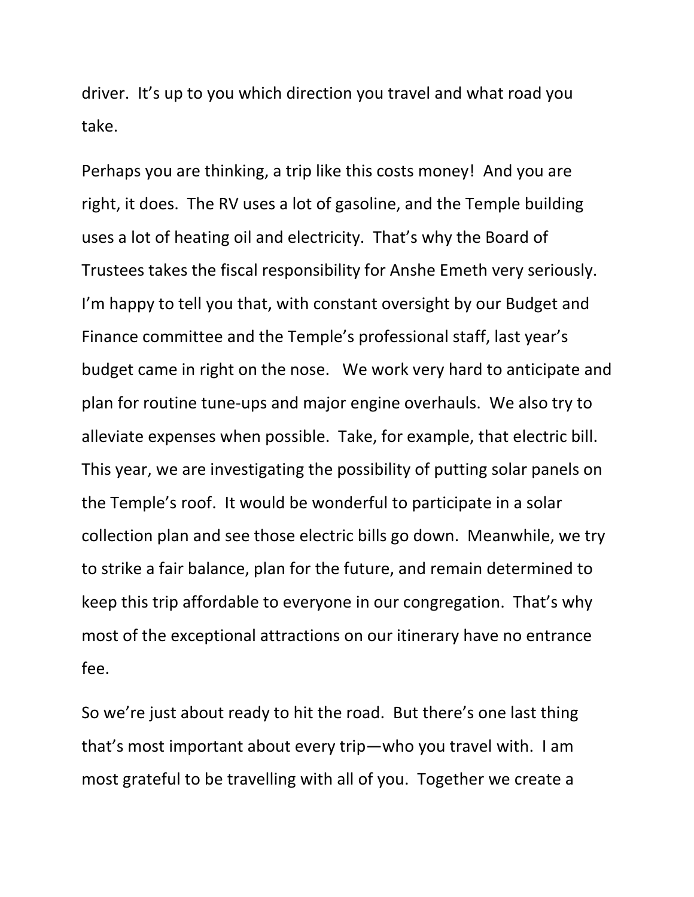driver. It's up to you which direction you travel and what road you take.

Perhaps you are thinking, a trip like this costs money! And you are right, it does. The RV uses a lot of gasoline, and the Temple building uses a lot of heating oil and electricity. That's why the Board of Trustees takes the fiscal responsibility for Anshe Emeth very seriously. I'm happy to tell you that, with constant oversight by our Budget and Finance committee and the Temple's professional staff, last year's budget came in right on the nose. We work very hard to anticipate and plan for routine tune-ups and major engine overhauls. We also try to alleviate expenses when possible. Take, for example, that electric bill. This year, we are investigating the possibility of putting solar panels on the Temple's roof. It would be wonderful to participate in a solar collection plan and see those electric bills go down. Meanwhile, we try to strike a fair balance, plan for the future, and remain determined to keep this trip affordable to everyone in our congregation. That's why most of the exceptional attractions on our itinerary have no entrance fee.

So we're just about ready to hit the road. But there's one last thing that's most important about every trip—who you travel with. I am most grateful to be travelling with all of you. Together we create a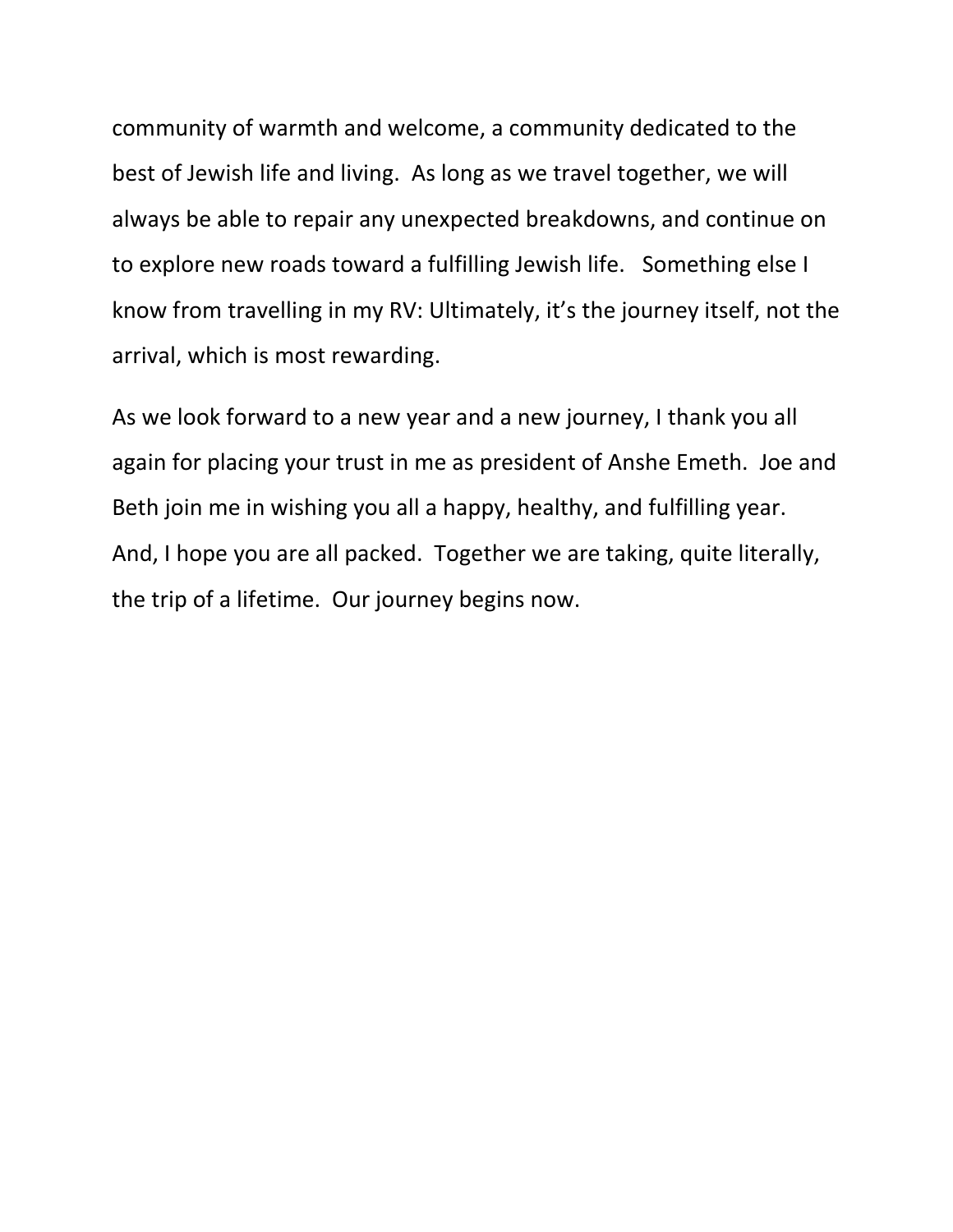community of warmth and welcome, a community dedicated to the best of Jewish life and living. As long as we travel together, we will always be able to repair any unexpected breakdowns, and continue on to explore new roads toward a fulfilling Jewish life. Something else I know from travelling in my RV: Ultimately, it's the journey itself, not the arrival, which is most rewarding.

As we look forward to a new year and a new journey, I thank you all again for placing your trust in me as president of Anshe Emeth. Joe and Beth join me in wishing you all a happy, healthy, and fulfilling year. And, I hope you are all packed. Together we are taking, quite literally, the trip of a lifetime. Our journey begins now.